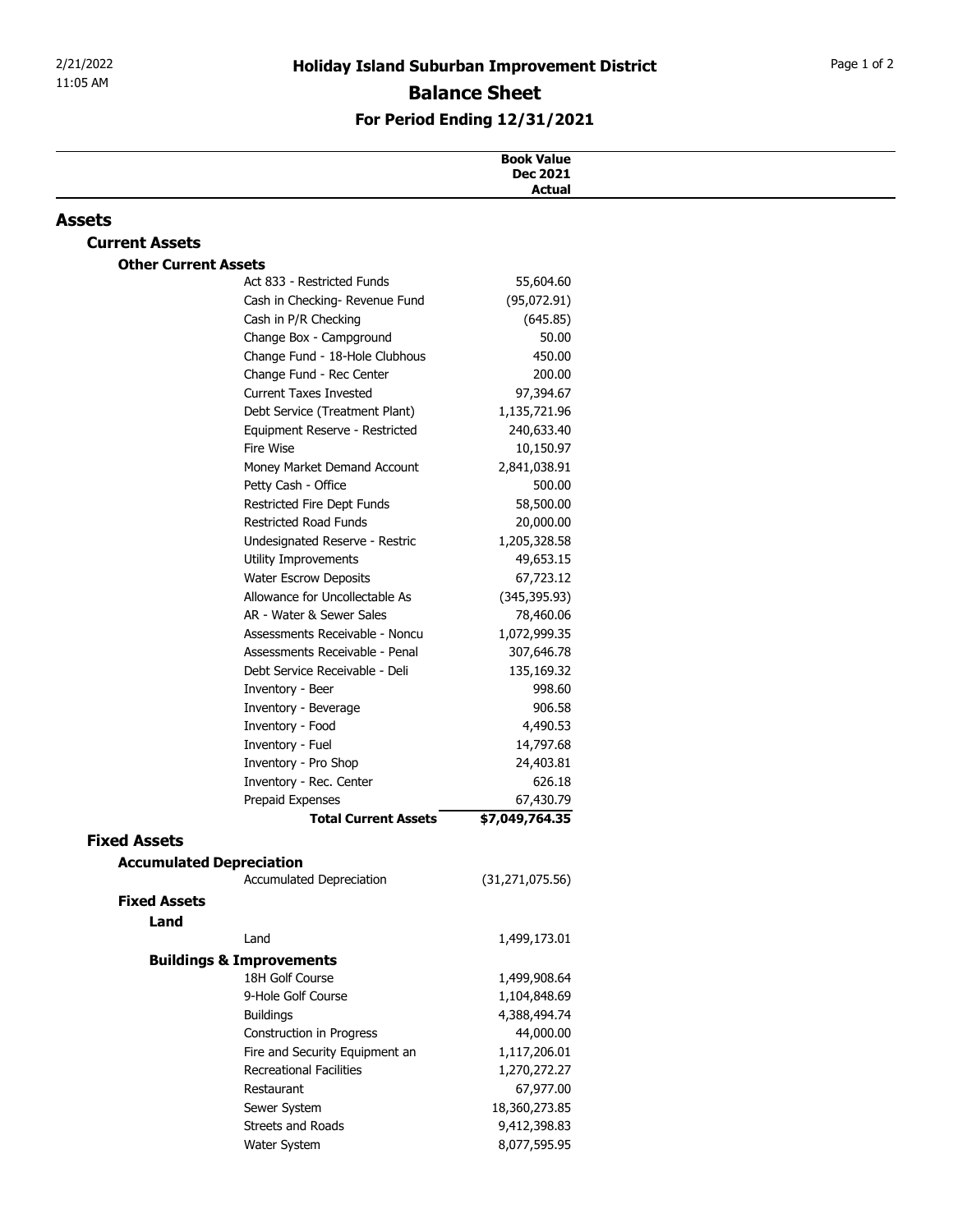# Holiday Island Suburban Improvement District

## Balance Sheet

### For Period Ending 12/31/2021

| | Book Value Dec 2021 Actual |
|---|---|
| **Assets** | |
| **Current Assets** | |
| **Other Current Assets** | |
| Act 833 - Restricted Funds | 55,604.60 |
| Cash in Checking- Revenue Fund | (95,072.91) |
| Cash in P/R Checking | (645.85) |
| Change Box - Campground | 50.00 |
| Change Fund - 18-Hole Clubhous | 450.00 |
| Change Fund - Rec Center | 200.00 |
| Current Taxes Invested | 97,394.67 |
| Debt Service (Treatment Plant) | 1,135,721.96 |
| Equipment Reserve - Restricted | 240,633.40 |
| Fire Wise | 10,150.97 |
| Money Market Demand Account | 2,841,038.91 |
| Petty Cash - Office | 500.00 |
| Restricted Fire Dept Funds | 58,500.00 |
| Restricted Road Funds | 20,000.00 |
| Undesignated Reserve - Restric | 1,205,328.58 |
| Utility Improvements | 49,653.15 |
| Water Escrow Deposits | 67,723.12 |
| Allowance for Uncollectable As | (345,395.93) |
| AR - Water & Sewer Sales | 78,460.06 |
| Assessments Receivable - Noncu | 1,072,999.35 |
| Assessments Receivable - Penal | 307,646.78 |
| Debt Service Receivable - Deli | 135,169.32 |
| Inventory - Beer | 998.60 |
| Inventory - Beverage | 906.58 |
| Inventory - Food | 4,490.53 |
| Inventory - Fuel | 14,797.68 |
| Inventory - Pro Shop | 24,403.81 |
| Inventory - Rec. Center | 626.18 |
| Prepaid Expenses | 67,430.79 |
| **Total Current Assets** | **$7,049,764.35** |
| **Fixed Assets** | |
| **Accumulated Depreciation** | |
| Accumulated Depreciation | (31,271,075.56) |
| **Fixed Assets** | |
| **Land** | |
| Land | 1,499,173.01 |
| **Buildings & Improvements** | |
| 18H Golf Course | 1,499,908.64 |
| 9-Hole Golf Course | 1,104,848.69 |
| Buildings | 4,388,494.74 |
| Construction in Progress | 44,000.00 |
| Fire and Security Equipment an | 1,117,206.01 |
| Recreational Facilities | 1,270,272.27 |
| Restaurant | 67,977.00 |
| Sewer System | 18,360,273.85 |
| Streets and Roads | 9,412,398.83 |
| Water System | 8,077,595.95 |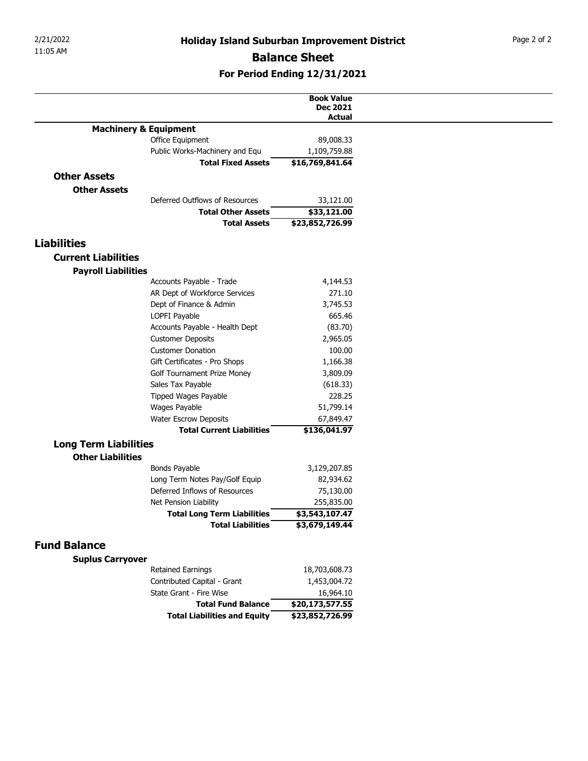# Holiday Island Suburban Improvement District

## Balance Sheet

### For Period Ending 12/31/2021

| | | Book Value Dec 2021 Actual |
|---|---|---|
| **Machinery & Equipment** | | |
| | Office Equipment | 89,008.33 |
| | Public Works-Machinery and Equ | 1,109,759.88 |
| | **Total Fixed Assets** | **$16,769,841.64** |
| **Other Assets** | | |
| **Other Assets** | | |
| | Deferred Outflows of Resources | 33,121.00 |
| | **Total Other Assets** | **$33,121.00** |
| | **Total Assets** | **$23,852,726.99** |
| **Liabilities** | | |
| **Current Liabilities** | | |
| **Payroll Liabilities** | | |
| | Accounts Payable - Trade | 4,144.53 |
| | AR Dept of Workforce Services | 271.10 |
| | Dept of Finance & Admin | 3,745.53 |
| | LOPFI Payable | 665.46 |
| | Accounts Payable - Health Dept | (83.70) |
| | Customer Deposits | 2,965.05 |
| | Customer Donation | 100.00 |
| | Gift Certificates - Pro Shops | 1,166.38 |
| | Golf Tournament Prize Money | 3,809.09 |
| | Sales Tax Payable | (618.33) |
| | Tipped Wages Payable | 228.25 |
| | Wages Payable | 51,799.14 |
| | Water Escrow Deposits | 67,849.47 |
| | **Total Current Liabilities** | **$136,041.97** |
| **Long Term Liabilities** | | |
| **Other Liabilities** | | |
| | Bonds Payable | 3,129,207.85 |
| | Long Term Notes Pay/Golf Equip | 82,934.62 |
| | Deferred Inflows of Resources | 75,130.00 |
| | Net Pension Liability | 255,835.00 |
| | **Total Long Term Liabilities** | **$3,543,107.47** |
| | **Total Liabilities** | **$3,679,149.44** |
| **Fund Balance** | | |
| **Suplus Carryover** | | |
| | Retained Earnings | 18,703,608.73 |
| | Contributed Capital - Grant | 1,453,004.72 |
| | State Grant - Fire Wise | 16,964.10 |
| | **Total Fund Balance** | **$20,173,577.55** |
| | **Total Liabilities and Equity** | **$23,852,726.99** |